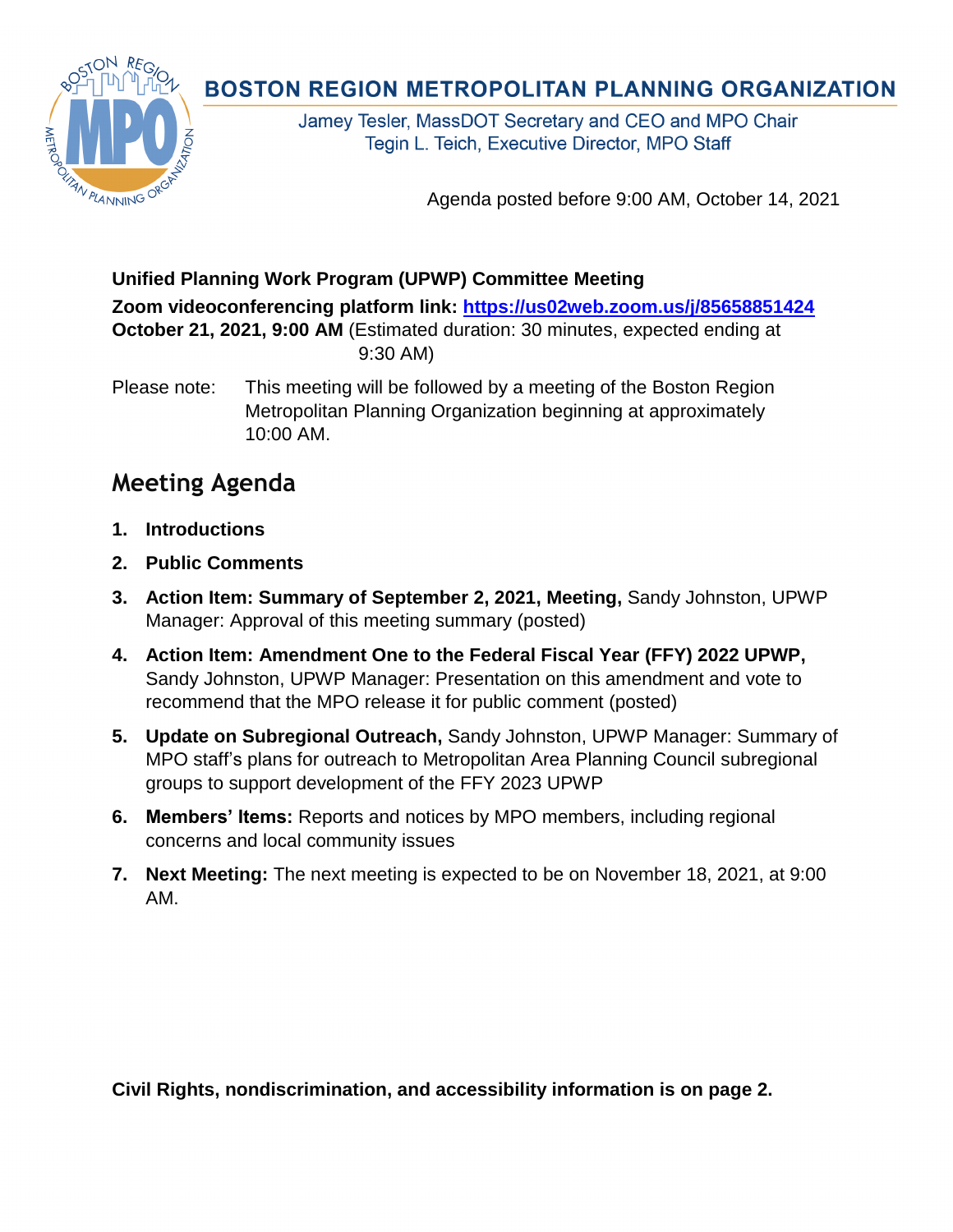# BOSTON REGION METROPOLITAN PLANNING ORGANIZATION

Jamey Tesler, MassDOT Secretary and CEO and MPO Chair
Tegin L. Teich, Executive Director, MPO Staff

Agenda posted before 9:00 AM, October 14, 2021

**Unified Planning Work Program (UPWP) Committee Meeting**
**Zoom videoconferencing platform link: [https://us02web.zoom.us/j/85658851424](https://us02web.zoom.us/j/85658851424)**
**October 21, 2021, 9:00 AM** (Estimated duration: 30 minutes, expected ending at 9:30 AM)

Please note: This meeting will be followed by a meeting of the Boston Region Metropolitan Planning Organization beginning at approximately 10:00 AM.

## Meeting Agenda

1. **Introductions**
2. **Public Comments**
3. **Action Item: Summary of September 2, 2021, Meeting,** Sandy Johnston, UPWP Manager: Approval of this meeting summary (posted)
4. **Action Item: Amendment One to the Federal Fiscal Year (FFY) 2022 UPWP,** Sandy Johnston, UPWP Manager: Presentation on this amendment and vote to recommend that the MPO release it for public comment (posted)
5. **Update on Subregional Outreach,** Sandy Johnston, UPWP Manager: Summary of MPO staff's plans for outreach to Metropolitan Area Planning Council subregional groups to support development of the FFY 2023 UPWP
6. **Members' Items:** Reports and notices by MPO members, including regional concerns and local community issues
7. **Next Meeting:** The next meeting is expected to be on November 18, 2021, at 9:00 AM.

**Civil Rights, nondiscrimination, and accessibility information is on page 2.**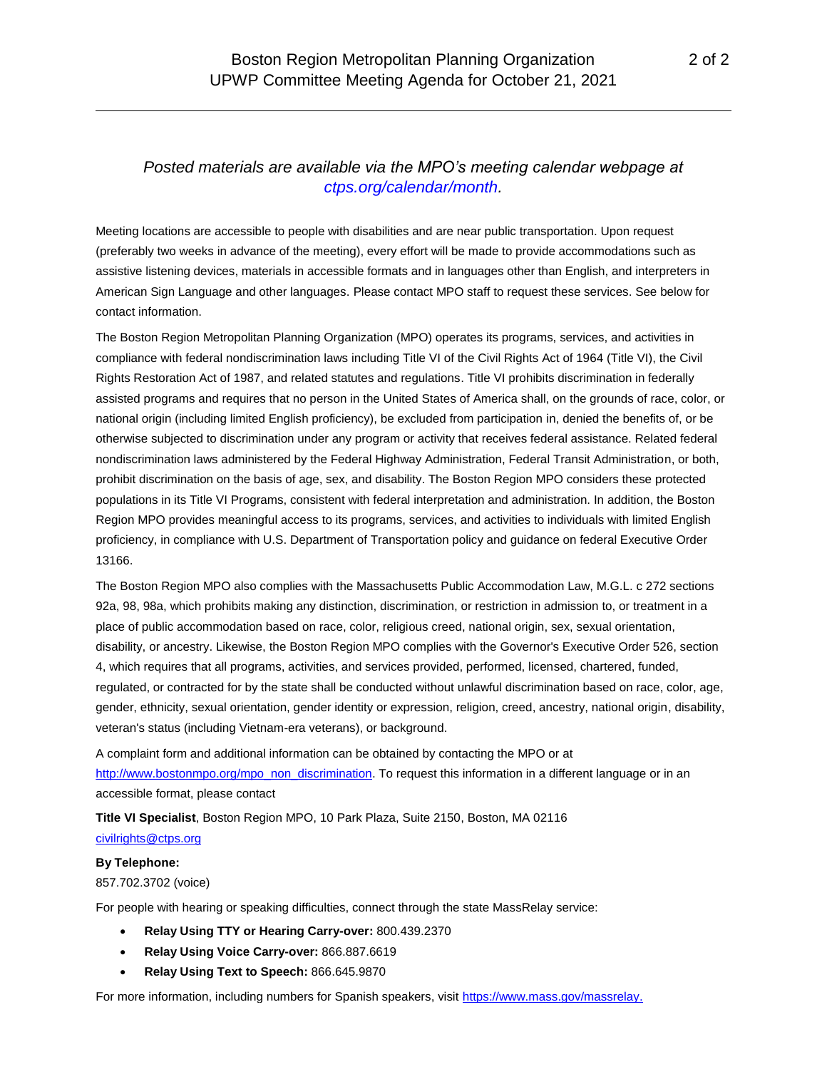*Posted materials are available via the MPO's meeting calendar webpage at [ctps.org/calendar/month](ctps.org/calendar/month).*

Meeting locations are accessible to people with disabilities and are near public transportation. Upon request (preferably two weeks in advance of the meeting), every effort will be made to provide accommodations such as assistive listening devices, materials in accessible formats and in languages other than English, and interpreters in American Sign Language and other languages. Please contact MPO staff to request these services. See below for contact information.

The Boston Region Metropolitan Planning Organization (MPO) operates its programs, services, and activities in compliance with federal nondiscrimination laws including Title VI of the Civil Rights Act of 1964 (Title VI), the Civil Rights Restoration Act of 1987, and related statutes and regulations. Title VI prohibits discrimination in federally assisted programs and requires that no person in the United States of America shall, on the grounds of race, color, or national origin (including limited English proficiency), be excluded from participation in, denied the benefits of, or be otherwise subjected to discrimination under any program or activity that receives federal assistance. Related federal nondiscrimination laws administered by the Federal Highway Administration, Federal Transit Administration, or both, prohibit discrimination on the basis of age, sex, and disability. The Boston Region MPO considers these protected populations in its Title VI Programs, consistent with federal interpretation and administration. In addition, the Boston Region MPO provides meaningful access to its programs, services, and activities to individuals with limited English proficiency, in compliance with U.S. Department of Transportation policy and guidance on federal Executive Order 13166.

The Boston Region MPO also complies with the Massachusetts Public Accommodation Law, M.G.L. c 272 sections 92a, 98, 98a, which prohibits making any distinction, discrimination, or restriction in admission to, or treatment in a place of public accommodation based on race, color, religious creed, national origin, sex, sexual orientation, disability, or ancestry. Likewise, the Boston Region MPO complies with the Governor's Executive Order 526, section 4, which requires that all programs, activities, and services provided, performed, licensed, chartered, funded, regulated, or contracted for by the state shall be conducted without unlawful discrimination based on race, color, age, gender, ethnicity, sexual orientation, gender identity or expression, religion, creed, ancestry, national origin, disability, veteran's status (including Vietnam-era veterans), or background.

A complaint form and additional information can be obtained by contacting the MPO or at [http://www.bostonmpo.org/mpo_non_discrimination](http://www.bostonmpo.org/mpo_non_discrimination). To request this information in a different language or in an accessible format, please contact

**Title VI Specialist**, Boston Region MPO, 10 Park Plaza, Suite 2150, Boston, MA 02116
[civilrights@ctps.org](mailto:civilrights@ctps.org)

**By Telephone:**

857.702.3702 (voice)

For people with hearing or speaking difficulties, connect through the state MassRelay service:

- **Relay Using TTY or Hearing Carry-over:** 800.439.2370
- **Relay Using Voice Carry-over:** 866.887.6619
- **Relay Using Text to Speech:** 866.645.9870

For more information, including numbers for Spanish speakers, visit [https://www.mass.gov/massrelay.](https://www.mass.gov/massrelay)